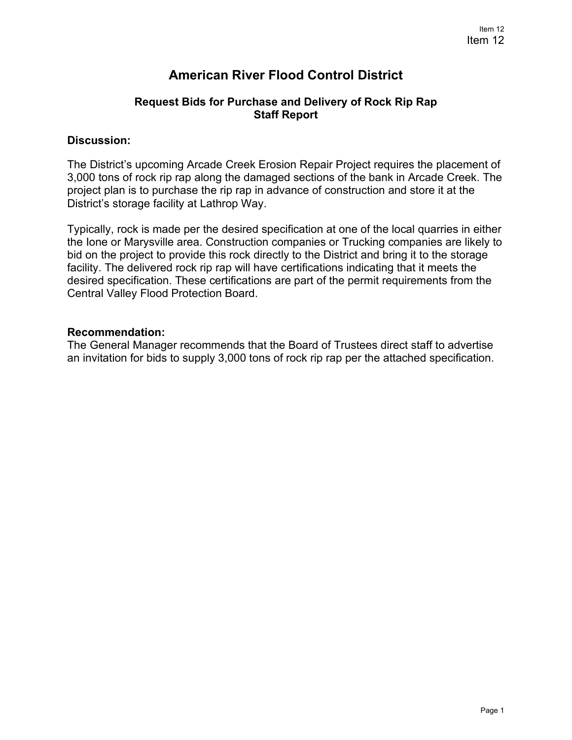# American River Flood Control District

## Request Bids for Purchase and Delivery of Rock Rip Rap
## Staff Report

**Discussion:**

The District's upcoming Arcade Creek Erosion Repair Project requires the placement of 3,000 tons of rock rip rap along the damaged sections of the bank in Arcade Creek. The project plan is to purchase the rip rap in advance of construction and store it at the District's storage facility at Lathrop Way.

Typically, rock is made per the desired specification at one of the local quarries in either the Ione or Marysville area. Construction companies or Trucking companies are likely to bid on the project to provide this rock directly to the District and bring it to the storage facility. The delivered rock rip rap will have certifications indicating that it meets the desired specification. These certifications are part of the permit requirements from the Central Valley Flood Protection Board.

**Recommendation:**

The General Manager recommends that the Board of Trustees direct staff to advertise an invitation for bids to supply 3,000 tons of rock rip rap per the attached specification.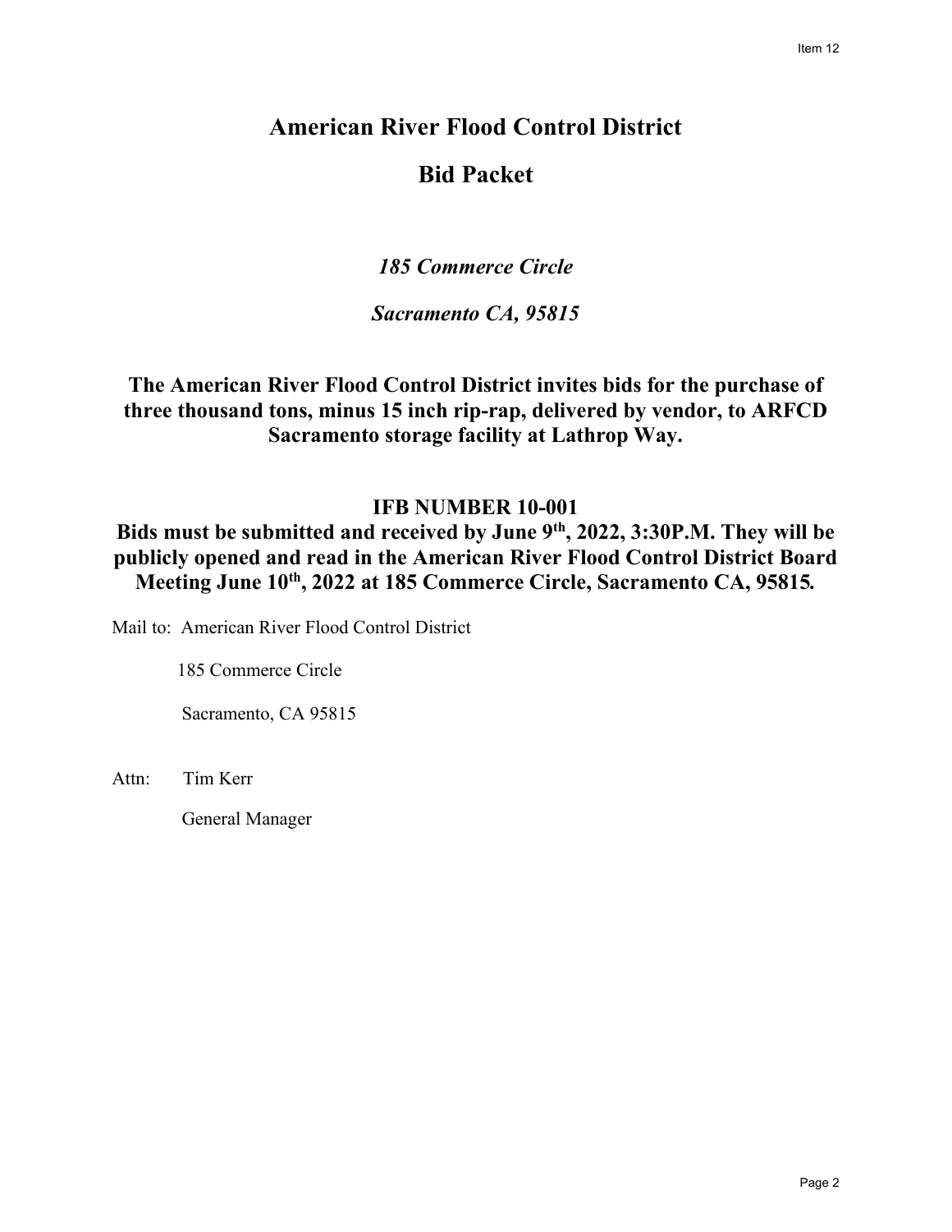# American River Flood Control District

# Bid Packet

*185 Commerce Circle*

*Sacramento CA, 95815*

**The American River Flood Control District invites bids for the purchase of three thousand tons, minus 15 inch rip-rap, delivered by vendor, to ARFCD Sacramento storage facility at Lathrop Way.**

**IFB NUMBER 10-001**

**Bids must be submitted and received by June 9th, 2022, 3:30P.M. They will be publicly opened and read in the American River Flood Control District Board Meeting June 10th, 2022 at 185 Commerce Circle, Sacramento CA, 95815.**

Mail to: American River Flood Control District

185 Commerce Circle

Sacramento, CA 95815

Attn: Tim Kerr

General Manager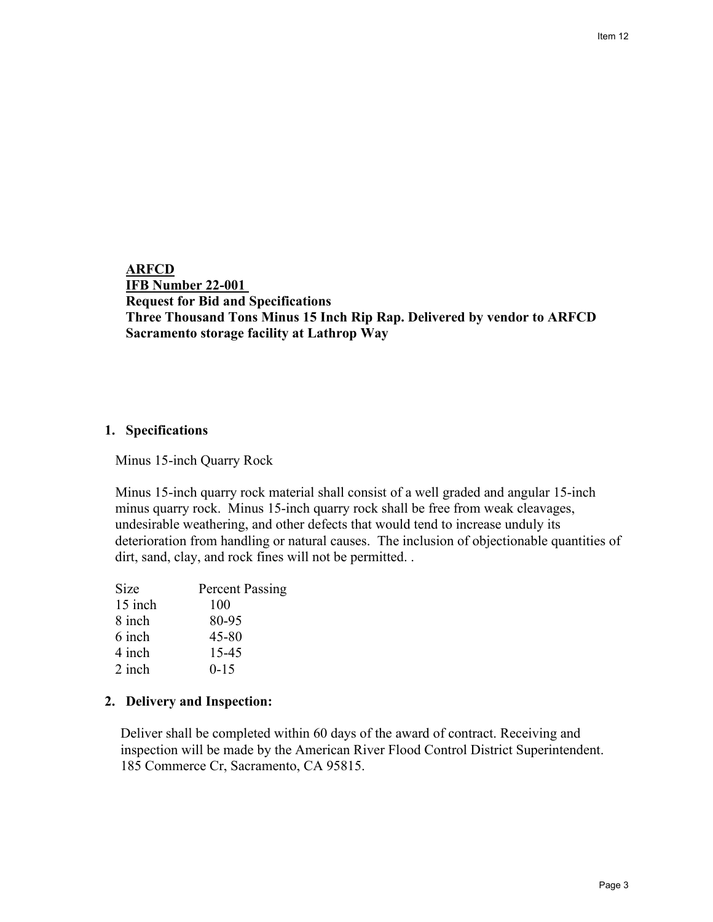**ARFCD**
**IFB Number 22-001**
**Request for Bid and Specifications**
**Three Thousand Tons Minus 15 Inch Rip Rap. Delivered by vendor to ARFCD Sacramento storage facility at Lathrop Way**

## 1. Specifications

Minus 15-inch Quarry Rock

Minus 15-inch quarry rock material shall consist of a well graded and angular 15-inch minus quarry rock. Minus 15-inch quarry rock shall be free from weak cleavages, undesirable weathering, and other defects that would tend to increase unduly its deterioration from handling or natural causes. The inclusion of objectionable quantities of dirt, sand, clay, and rock fines will not be permitted. .

| Size | Percent Passing |
|---|---|
| 15 inch | 100 |
| 8 inch | 80-95 |
| 6 inch | 45-80 |
| 4 inch | 15-45 |
| 2 inch | 0-15 |

## 2. Delivery and Inspection:

Deliver shall be completed within 60 days of the award of contract. Receiving and inspection will be made by the American River Flood Control District Superintendent. 185 Commerce Cr, Sacramento, CA 95815.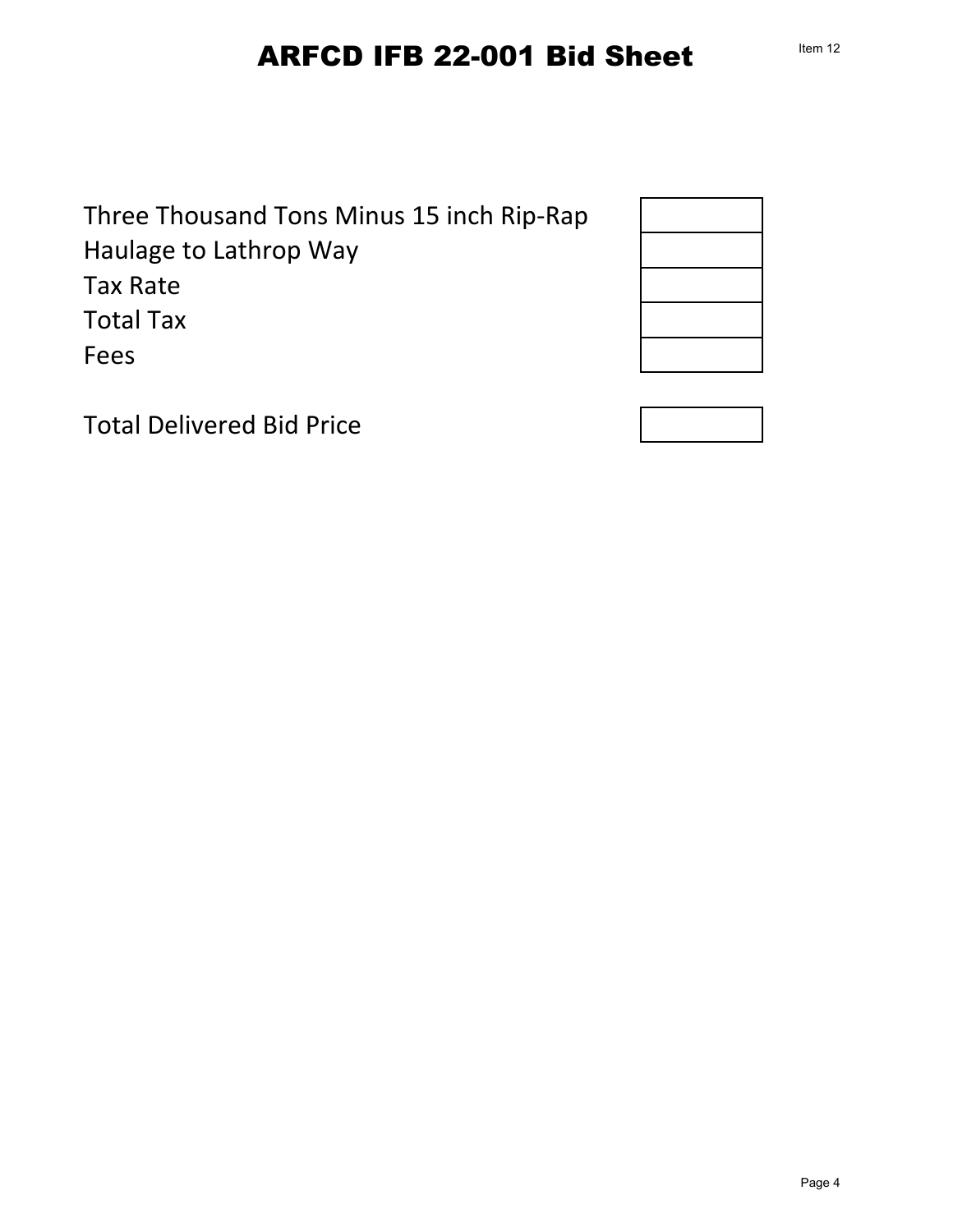# ARFCD IFB 22-001 Bid Sheet

Item 12

| | |
|---|---|
| Three Thousand Tons Minus 15 inch Rip-Rap | |
| Haulage to Lathrop Way | |
| Tax Rate | |
| Total Tax | |
| Fees | |

| | |
|---|---|
| Total Delivered Bid Price | |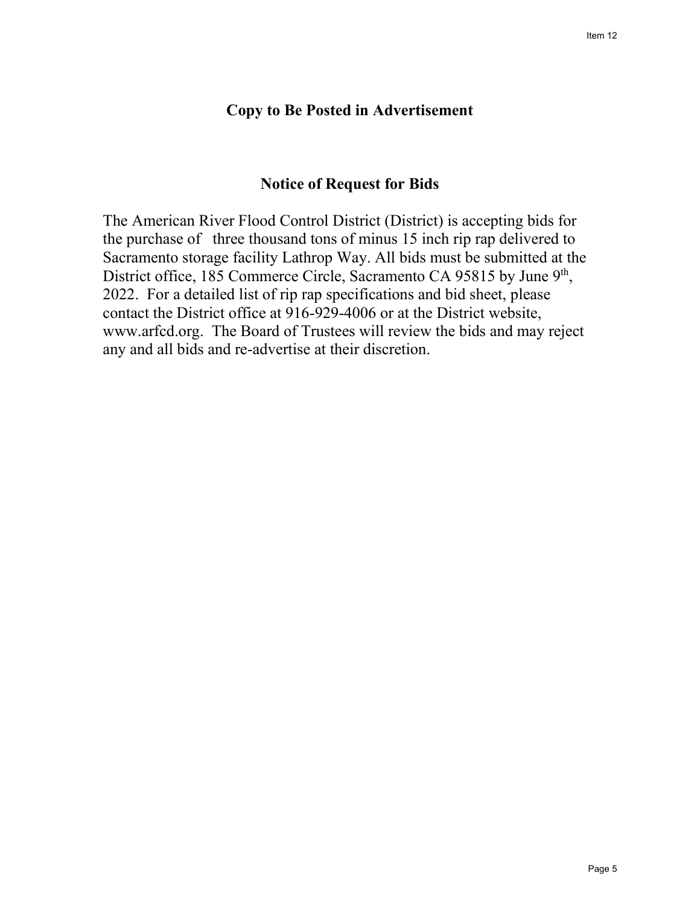## Copy to Be Posted in Advertisement

## Notice of Request for Bids

The American River Flood Control District (District) is accepting bids for the purchase of three thousand tons of minus 15 inch rip rap delivered to Sacramento storage facility Lathrop Way. All bids must be submitted at the District office, 185 Commerce Circle, Sacramento CA 95815 by June 9th, 2022. For a detailed list of rip rap specifications and bid sheet, please contact the District office at 916-929-4006 or at the District website, www.arfcd.org. The Board of Trustees will review the bids and may reject any and all bids and re-advertise at their discretion.